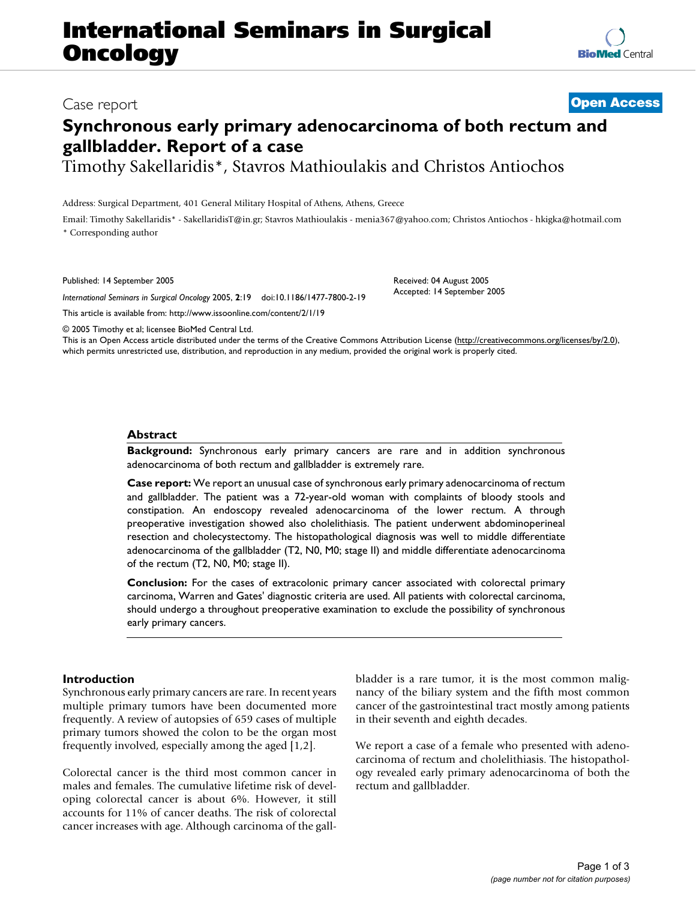# International Seminars in Surgical Oncology

Case report

**Open Access**

# Synchronous early primary adenocarcinoma of both rectum and gallbladder. Report of a case

Timothy Sakellaridis*, Stavros Mathioulakis and Christos Antiochos

Address: Surgical Department, 401 General Military Hospital of Athens, Athens, Greece

Email: Timothy Sakellaridis* - SakellaridisT@in.gr; Stavros Mathioulakis - menia367@yahoo.com; Christos Antiochos - hkigka@hotmail.com

* Corresponding author

Published: 14 September 2005

*International Seminars in Surgical Oncology* 2005, **2**:19 doi:10.1186/1477-7800-2-19

This article is available from: http://www.issoonline.com/content/2/1/19

Received: 04 August 2005
Accepted: 14 September 2005

© 2005 Timothy et al; licensee BioMed Central Ltd.

This is an Open Access article distributed under the terms of the Creative Commons Attribution License (http://creativecommons.org/licenses/by/2.0), which permits unrestricted use, distribution, and reproduction in any medium, provided the original work is properly cited.

## Abstract

**Background:** Synchronous early primary cancers are rare and in addition synchronous adenocarcinoma of both rectum and gallbladder is extremely rare.

**Case report:** We report an unusual case of synchronous early primary adenocarcinoma of rectum and gallbladder. The patient was a 72-year-old woman with complaints of bloody stools and constipation. An endoscopy revealed adenocarcinoma of the lower rectum. A through preoperative investigation showed also cholelithiasis. The patient underwent abdominoperineal resection and cholecystectomy. The histopathological diagnosis was well to middle differentiate adenocarcinoma of the gallbladder (T2, N0, M0; stage II) and middle differentiate adenocarcinoma of the rectum (T2, N0, M0; stage II).

**Conclusion:** For the cases of extracolonic primary cancer associated with colorectal primary carcinoma, Warren and Gates' diagnostic criteria are used. All patients with colorectal carcinoma, should undergo a throughout preoperative examination to exclude the possibility of synchronous early primary cancers.

## Introduction

Synchronous early primary cancers are rare. In recent years multiple primary tumors have been documented more frequently. A review of autopsies of 659 cases of multiple primary tumors showed the colon to be the organ most frequently involved, especially among the aged [1,2].

Colorectal cancer is the third most common cancer in males and females. The cumulative lifetime risk of developing colorectal cancer is about 6%. However, it still accounts for 11% of cancer deaths. The risk of colorectal cancer increases with age. Although carcinoma of the gallbladder is a rare tumor, it is the most common malignancy of the biliary system and the fifth most common cancer of the gastrointestinal tract mostly among patients in their seventh and eighth decades.

We report a case of a female who presented with adenocarcinoma of rectum and cholelithiasis. The histopathology revealed early primary adenocarcinoma of both the rectum and gallbladder.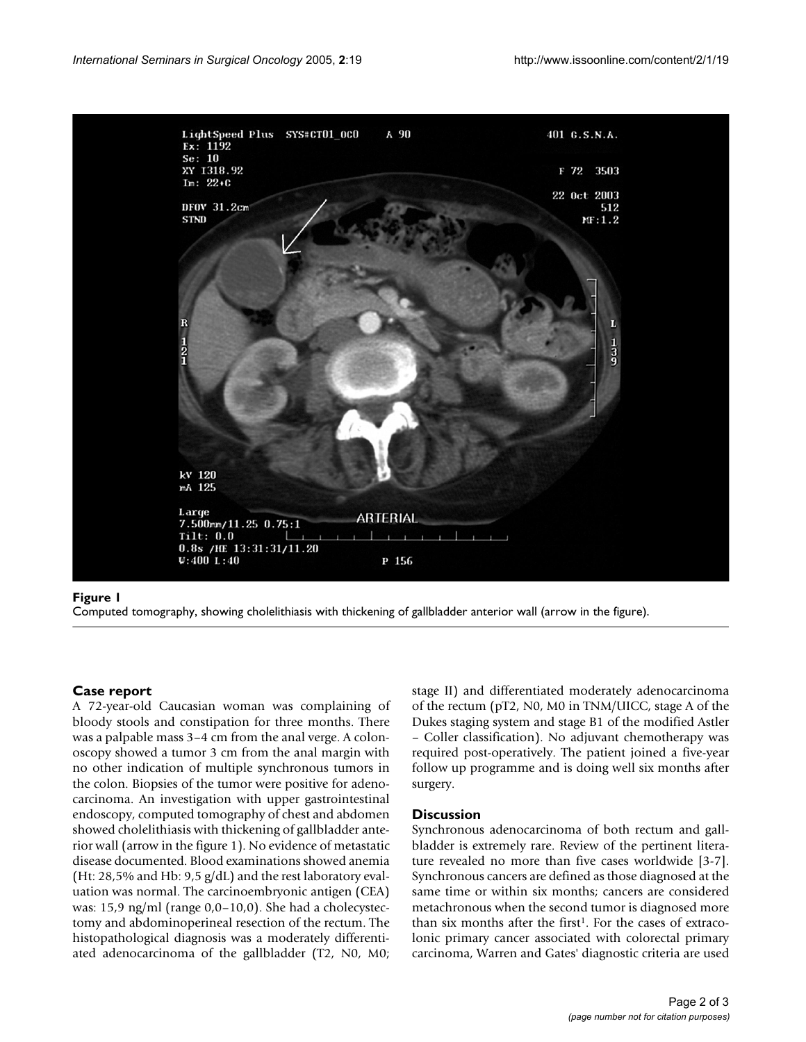**Figure 1**

Computed tomography, showing cholelithiasis with thickening of gallbladder anterior wall (arrow in the figure).

## Case report

A 72-year-old Caucasian woman was complaining of bloody stools and constipation for three months. There was a palpable mass 3–4 cm from the anal verge. A colonoscopy showed a tumor 3 cm from the anal margin with no other indication of multiple synchronous tumors in the colon. Biopsies of the tumor were positive for adenocarcinoma. An investigation with upper gastrointestinal endoscopy, computed tomography of chest and abdomen showed cholelithiasis with thickening of gallbladder anterior wall (arrow in the figure 1). No evidence of metastatic disease documented. Blood examinations showed anemia (Ht: 28,5% and Hb: 9,5 g/dL) and the rest laboratory evaluation was normal. The carcinoembryonic antigen (CEA) was: 15,9 ng/ml (range 0,0–10,0). She had a cholecystectomy and abdominoperineal resection of the rectum. The histopathological diagnosis was a moderately differentiated adenocarcinoma of the gallbladder (T2, N0, M0; stage II) and differentiated moderately adenocarcinoma of the rectum (pT2, N0, M0 in TNM/UICC, stage A of the Dukes staging system and stage B1 of the modified Astler – Coller classification). No adjuvant chemotherapy was required post-operatively. The patient joined a five-year follow up programme and is doing well six months after surgery.

## Discussion

Synchronous adenocarcinoma of both rectum and gallbladder is extremely rare. Review of the pertinent literature revealed no more than five cases worldwide [3-7]. Synchronous cancers are defined as those diagnosed at the same time or within six months; cancers are considered metachronous when the second tumor is diagnosed more than six months after the first[1]. For the cases of extracolonic primary cancer associated with colorectal primary carcinoma, Warren and Gates' diagnostic criteria are used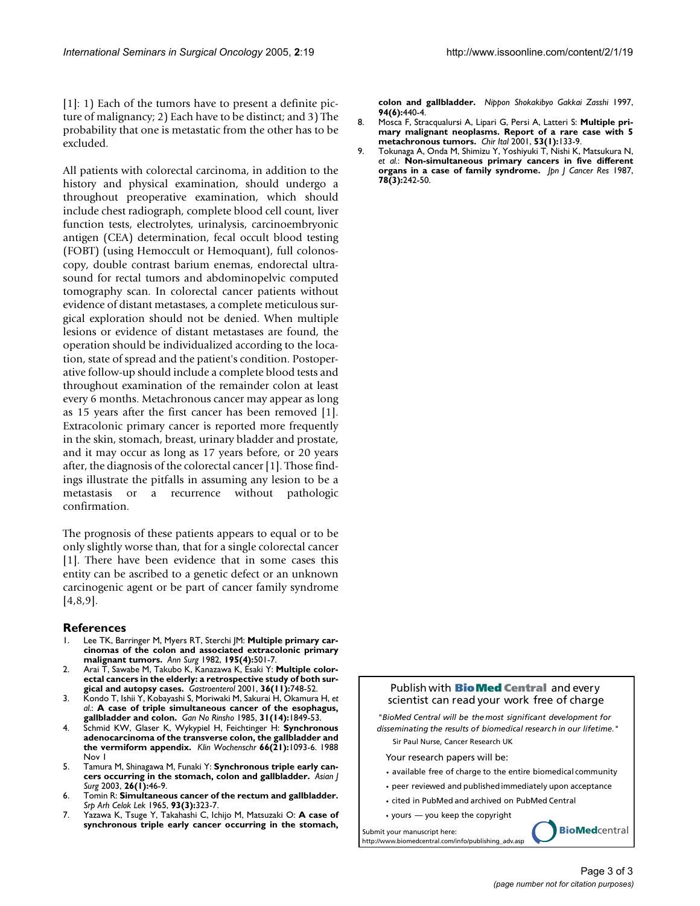[1]: 1) Each of the tumors have to present a definite picture of malignancy; 2) Each have to be distinct; and 3) The probability that one is metastatic from the other has to be excluded.

All patients with colorectal carcinoma, in addition to the history and physical examination, should undergo a throughout preoperative examination, which should include chest radiograph, complete blood cell count, liver function tests, electrolytes, urinalysis, carcinoembryonic antigen (CEA) determination, fecal occult blood testing (FOBT) (using Hemoccult or Hemoquant), full colonoscopy, double contrast barium enemas, endorectal ultrasound for rectal tumors and abdominopelvic computed tomography scan. In colorectal cancer patients without evidence of distant metastases, a complete meticulous surgical exploration should not be denied. When multiple lesions or evidence of distant metastases are found, the operation should be individualized according to the location, state of spread and the patient's condition. Postoperative follow-up should include a complete blood tests and throughout examination of the remainder colon at least every 6 months. Metachronous cancer may appear as long as 15 years after the first cancer has been removed [1]. Extracolonic primary cancer is reported more frequently in the skin, stomach, breast, urinary bladder and prostate, and it may occur as long as 17 years before, or 20 years after, the diagnosis of the colorectal cancer [1]. Those findings illustrate the pitfalls in assuming any lesion to be a metastasis or a recurrence without pathologic confirmation.

The prognosis of these patients appears to equal or to be only slightly worse than, that for a single colorectal cancer [1]. There have been evidence that in some cases this entity can be ascribed to a genetic defect or an unknown carcinogenic agent or be part of cancer family syndrome [4,8,9].

## References

1. Lee TK, Barringer M, Myers RT, Sterchi JM: **Multiple primary carcinomas of the colon and associated extracolonic primary malignant tumors.** *Ann Surg* 1982, **195(4):**501-7.
2. Arai T, Sawabe M, Takubo K, Kanazawa K, Esaki Y: **Multiple colorectal cancers in the elderly: a retrospective study of both surgical and autopsy cases.** *Gastroenterol* 2001, **36(11):**748-52.
3. Kondo T, Ishii Y, Kobayashi S, Moriwaki M, Sakurai H, Okamura H, *et al.*: **A case of triple simultaneous cancer of the esophagus, gallbladder and colon.** *Gan No Rinsho* 1985, **31(14):**1849-53.
4. Schmid KW, Glaser K, Wykypiel H, Feichtinger H: **Synchronous adenocarcinoma of the transverse colon, the gallbladder and the vermiform appendix.** *Klin Wochenschr* **66(21):**1093-6. 1988 Nov 1
5. Tamura M, Shinagawa M, Funaki Y: **Synchronous triple early cancers occurring in the stomach, colon and gallbladder.** *Asian J Surg* 2003, **26(1):**46-9.
6. Tomin R: **Simultaneous cancer of the rectum and gallbladder.** *Srp Arh Celok Lek* 1965, **93(3):**323-7.
7. Yazawa K, Tsuge Y, Takahashi C, Ichijo M, Matsuzaki O: **A case of synchronous triple early cancer occurring in the stomach, colon and gallbladder.** *Nippon Shokakibyo Gakkai Zasshi* 1997, **94(6):**440-4.
8. Mosca F, Stracqualursi A, Lipari G, Persi A, Latteri S: **Multiple primary malignant neoplasms. Report of a rare case with 5 metachronous tumors.** *Chir Ital* 2001, **53(1):**133-9.
9. Tokunaga A, Onda M, Shimizu Y, Yoshiyuki T, Nishi K, Matsukura N, *et al.*: **Non-simultaneous primary cancers in five different organs in a case of family syndrome.** *Jpn J Cancer Res* 1987, **78(3):**242-50.

Publish with **BioMed Central** and every scientist can read your work free of charge

*"BioMed Central will be the most significant development for disseminating the results of biomedical research in our lifetime."*

Sir Paul Nurse, Cancer Research UK

Your research papers will be:

- available free of charge to the entire biomedical community
- peer reviewed and published immediately upon acceptance
- cited in PubMed and archived on PubMed Central
- yours — you keep the copyright

Submit your manuscript here:
http://www.biomedcentral.com/info/publishing_adv.asp

BioMedcentral